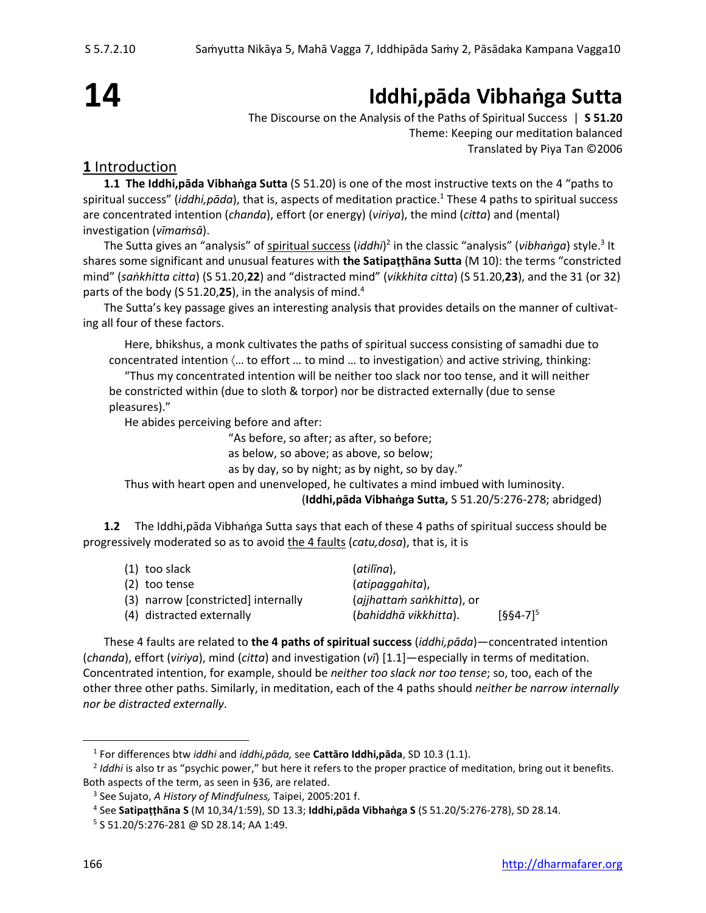# 14 Iddhi,pāda Vibhaṅga Sutta

The Discourse on the Analysis of the Paths of Spiritual Success | **S 51.20**
Theme: Keeping our meditation balanced
Translated by Piya Tan ©2006

## 1 Introduction

**1.1 The Iddhi,pāda Vibhaṅga Sutta** (S 51.20) is one of the most instructive texts on the 4 "paths to spiritual success" (*iddhi,pāda*), that is, aspects of meditation practice.[1] These 4 paths to spiritual success are concentrated intention (*chanda*), effort (or energy) (*viriya*), the mind (*citta*) and (mental) investigation (*vīmaṁsā*).

The Sutta gives an "analysis" of spiritual success (*iddhi*)[2] in the classic "analysis" (*vibhaṅga*) style.[3] It shares some significant and unusual features with **the Satipaṭṭhāna Sutta** (M 10): the terms "constricted mind" (*saṅkhitta citta*) (S 51.20,**22**) and "distracted mind" (*vikkhita citta*) (S 51.20,**23**), and the 31 (or 32) parts of the body (S 51.20,**25**), in the analysis of mind.[4]

The Sutta's key passage gives an interesting analysis that provides details on the manner of cultivating all four of these factors.

> Here, bhikshus, a monk cultivates the paths of spiritual success consisting of samadhi due to concentrated intention 〈… to effort … to mind … to investigation〉 and active striving, thinking:
>
> "Thus my concentrated intention will be neither too slack nor too tense, and it will neither be constricted within (due to sloth & torpor) nor be distracted externally (due to sense pleasures)."
>
> He abides perceiving before and after:
>
> "As before, so after; as after, so before;
> as below, so above; as above, so below;
> as by day, so by night; as by night, so by day."
>
> Thus with heart open and unenveloped, he cultivates a mind imbued with luminosity.
>
> (**Iddhi,pāda Vibhaṅga Sutta,** S 51.20/5:276-278; abridged)

**1.2** The Iddhi,pāda Vibhaṅga Sutta says that each of these 4 paths of spiritual success should be progressively moderated so as to avoid the 4 faults (*catu,dosa*), that is, it is

(1) too slack (*atilīna*),
(2) too tense (*atipaggahita*),
(3) narrow [constricted] internally (*ajjhattaṁ saṅkhitta*), or
(4) distracted externally (*bahiddhā vikkhitta*). [§§4-7][5]

These 4 faults are related to **the 4 paths of spiritual success** (*iddhi,pāda*)—concentrated intention (*chanda*), effort (*viriya*), mind (*citta*) and investigation (*vī*) [1.1]—especially in terms of meditation. Concentrated intention, for example, should be *neither too slack nor too tense*; so, too, each of the other three other paths. Similarly, in meditation, each of the 4 paths should *neither be narrow internally nor be distracted externally*.

---

[1] For differences btw *iddhi* and *iddhi,pāda,* see **Cattāro Iddhi,pāda**, SD 10.3 (1.1).

[2] *Iddhi* is also tr as "psychic power," but here it refers to the proper practice of meditation, bring out it benefits. Both aspects of the term, as seen in §36, are related.

[3] See Sujato, *A History of Mindfulness,* Taipei, 2005:201 f.

[4] See **Satipaṭṭhāna S** (M 10,34/1:59), SD 13.3; **Iddhi,pāda Vibhaṅga S** (S 51.20/5:276-278), SD 28.14.

[5] S 51.20/5:276-281 @ SD 28.14; AA 1:49.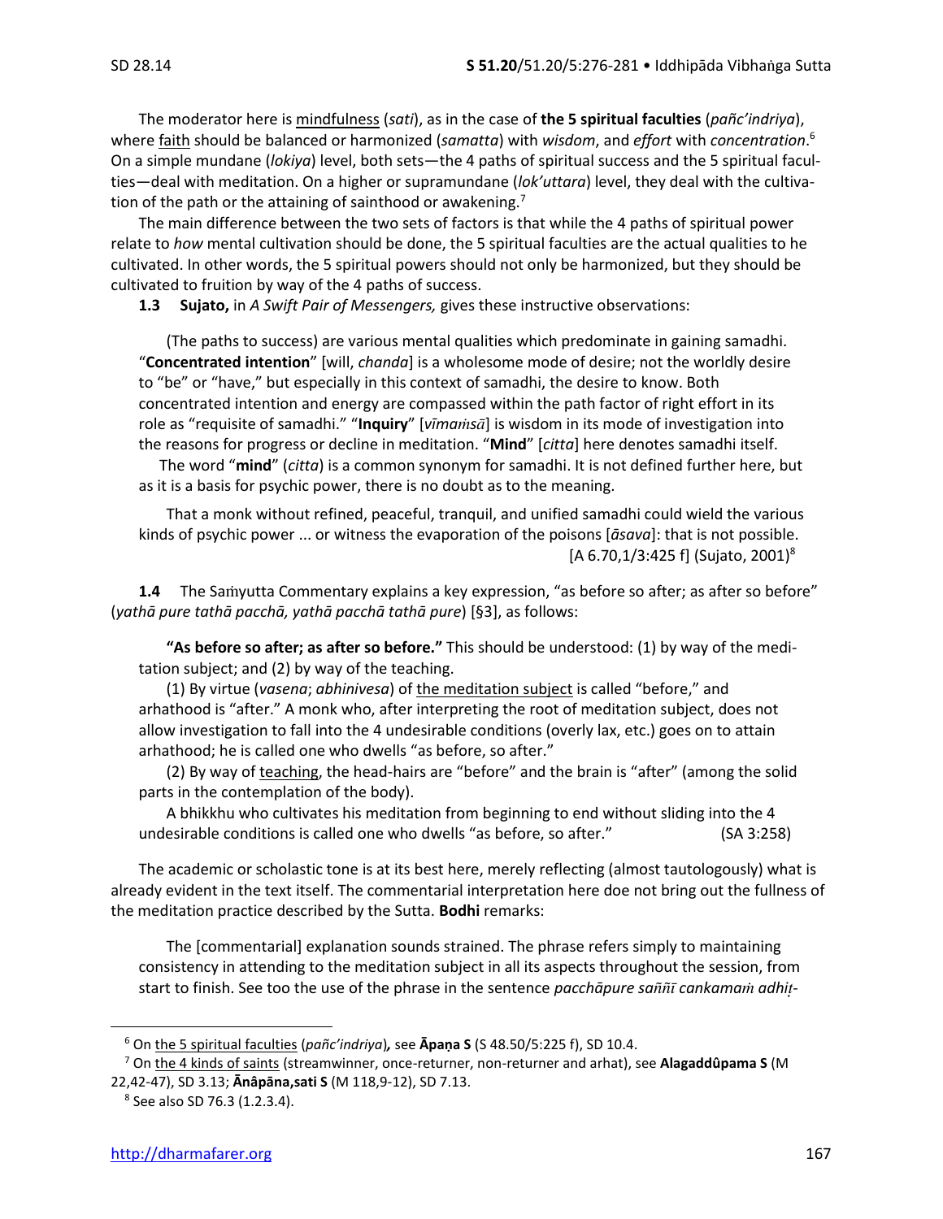The moderator here is mindfulness (*sati*), as in the case of **the 5 spiritual faculties** (*pañc'indriya*), where faith should be balanced or harmonized (*samatta*) with *wisdom*, and *effort* with *concentration*.[6] On a simple mundane (*lokiya*) level, both sets—the 4 paths of spiritual success and the 5 spiritual faculties—deal with meditation. On a higher or supramundane (*lok'uttara*) level, they deal with the cultivation of the path or the attaining of sainthood or awakening.[7]

The main difference between the two sets of factors is that while the 4 paths of spiritual power relate to *how* mental cultivation should be done, the 5 spiritual faculties are the actual qualities to he cultivated. In other words, the 5 spiritual powers should not only be harmonized, but they should be cultivated to fruition by way of the 4 paths of success.

**1.3 Sujato,** in *A Swift Pair of Messengers,* gives these instructive observations:

> (The paths to success) are various mental qualities which predominate in gaining samadhi. "**Concentrated intention**" [will, *chanda*] is a wholesome mode of desire; not the worldly desire to "be" or "have," but especially in this context of samadhi, the desire to know. Both concentrated intention and energy are compassed within the path factor of right effort in its role as "requisite of samadhi." "**Inquiry**" [*vīmaṁsā*] is wisdom in its mode of investigation into the reasons for progress or decline in meditation. "**Mind**" [*citta*] here denotes samadhi itself.
>
> The word "**mind**" (*citta*) is a common synonym for samadhi. It is not defined further here, but as it is a basis for psychic power, there is no doubt as to the meaning.
>
> That a monk without refined, peaceful, tranquil, and unified samadhi could wield the various kinds of psychic power ... or witness the evaporation of the poisons [*āsava*]: that is not possible. [A 6.70,1/3:425 f] (Sujato, 2001)[8]

**1.4** The Saṁyutta Commentary explains a key expression, "as before so after; as after so before" (*yathā pure tathā pacchā, yathā pacchā tathā pure*) [§3], as follows:

> **"As before so after; as after so before."** This should be understood: (1) by way of the meditation subject; and (2) by way of the teaching.
>
> (1) By virtue (*vasena*; *abhinivesa*) of the meditation subject is called "before," and arhathood is "after." A monk who, after interpreting the root of meditation subject, does not allow investigation to fall into the 4 undesirable conditions (overly lax, etc.) goes on to attain arhathood; he is called one who dwells "as before, so after."
>
> (2) By way of teaching, the head-hairs are "before" and the brain is "after" (among the solid parts in the contemplation of the body).
>
> A bhikkhu who cultivates his meditation from beginning to end without sliding into the 4 undesirable conditions is called one who dwells "as before, so after." (SA 3:258)

The academic or scholastic tone is at its best here, merely reflecting (almost tautologously) what is already evident in the text itself. The commentarial interpretation here doe not bring out the fullness of the meditation practice described by the Sutta. **Bodhi** remarks:

> The [commentarial] explanation sounds strained. The phrase refers simply to maintaining consistency in attending to the meditation subject in all its aspects throughout the session, from start to finish. See too the use of the phrase in the sentence *pacchāpure saññī cankamaṁ adhiṭ-*

---

[6] On the 5 spiritual faculties (*pañc'indriya*)**,** see **Āpaṇa S** (S 48.50/5:225 f), SD 10.4.

[7] On the 4 kinds of saints (streamwinner, once-returner, non-returner and arhat), see **Alagaddûpama S** (M 22,42-47), SD 3.13; **Ānâpāna,sati S** (M 118,9-12), SD 7.13.

[8] See also SD 76.3 (1.2.3.4).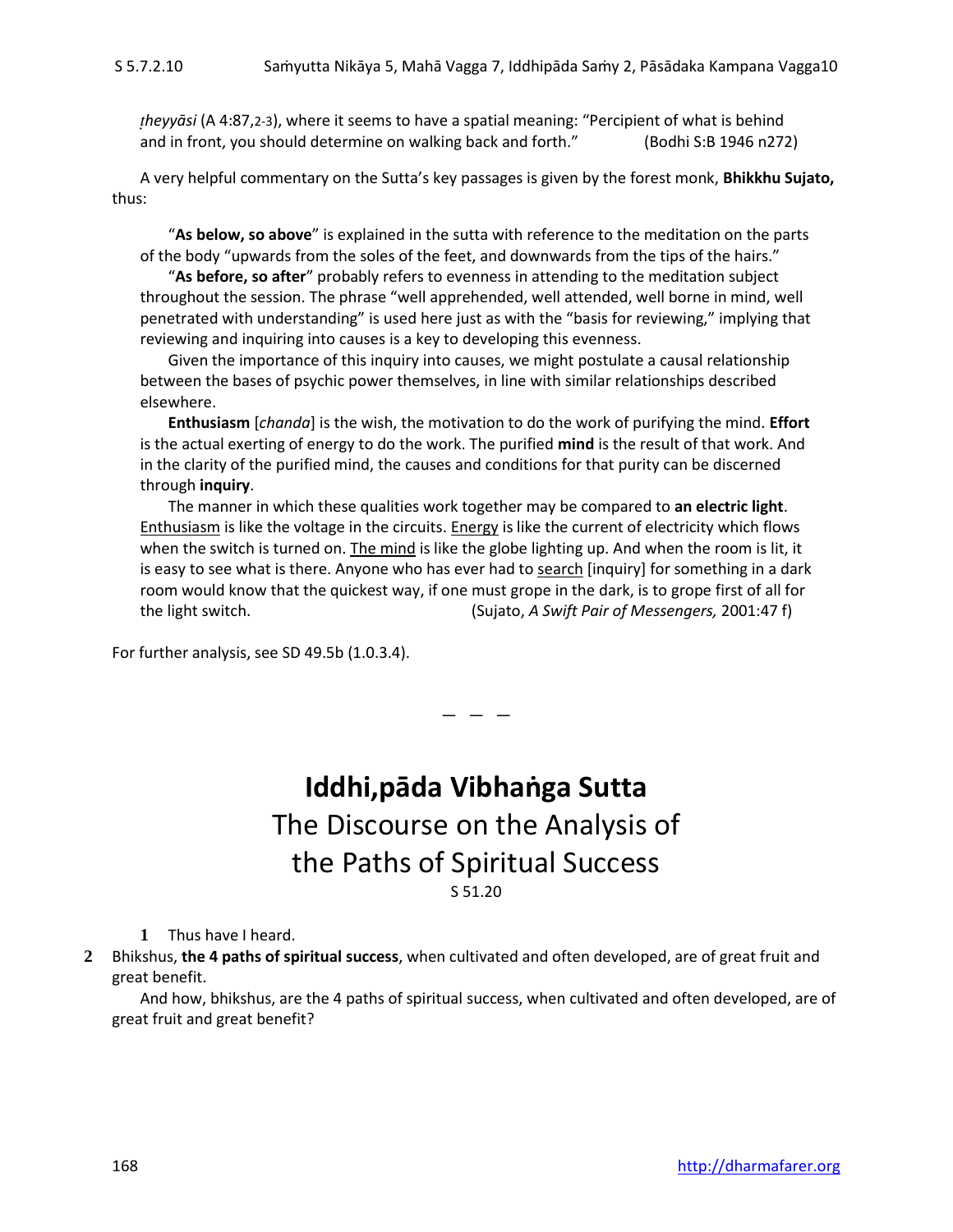*ṭheyyāsi* (A 4:87,2-3), where it seems to have a spatial meaning: "Percipient of what is behind and in front, you should determine on walking back and forth." (Bodhi S:B 1946 n272)

A very helpful commentary on the Sutta's key passages is given by the forest monk, **Bhikkhu Sujato,** thus:

> "**As below, so above**" is explained in the sutta with reference to the meditation on the parts of the body "upwards from the soles of the feet, and downwards from the tips of the hairs."
>
> "**As before, so after**" probably refers to evenness in attending to the meditation subject throughout the session. The phrase "well apprehended, well attended, well borne in mind, well penetrated with understanding" is used here just as with the "basis for reviewing," implying that reviewing and inquiring into causes is a key to developing this evenness.
>
> Given the importance of this inquiry into causes, we might postulate a causal relationship between the bases of psychic power themselves, in line with similar relationships described elsewhere.
>
> **Enthusiasm** [*chanda*] is the wish, the motivation to do the work of purifying the mind. **Effort** is the actual exerting of energy to do the work. The purified **mind** is the result of that work. And in the clarity of the purified mind, the causes and conditions for that purity can be discerned through **inquiry**.
>
> The manner in which these qualities work together may be compared to **an electric light**. Enthusiasm is like the voltage in the circuits. Energy is like the current of electricity which flows when the switch is turned on. The mind is like the globe lighting up. And when the room is lit, it is easy to see what is there. Anyone who has ever had to search [inquiry] for something in a dark room would know that the quickest way, if one must grope in the dark, is to grope first of all for the light switch. (Sujato, *A Swift Pair of Messengers,* 2001:47 f)

For further analysis, see SD 49.5b (1.0.3.4).

— — —

# Iddhi,pāda Vibhaṅga Sutta

## The Discourse on the Analysis of the Paths of Spiritual Success

S 51.20

**1** Thus have I heard.

**2** Bhikshus, **the 4 paths of spiritual success**, when cultivated and often developed, are of great fruit and great benefit.

And how, bhikshus, are the 4 paths of spiritual success, when cultivated and often developed, are of great fruit and great benefit?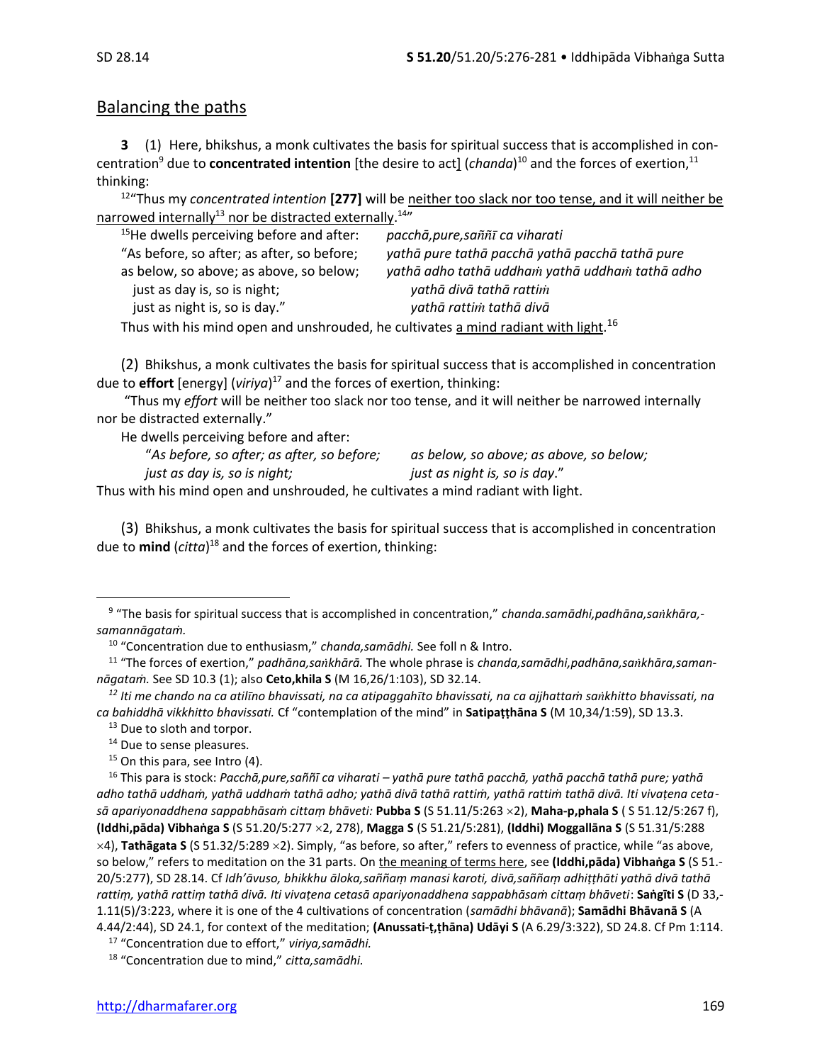## Balancing the paths

**3** (1) Here, bhikshus, a monk cultivates the basis for spiritual success that is accomplished in concentration[9] due to **concentrated intention** [the desire to act] (*chanda*)[10] and the forces of exertion,[11] thinking:

[12]"Thus my *concentrated intention* **[277]** will be neither too slack nor too tense, and it will neither be narrowed internally[13] nor be distracted externally.[14]"

| | |
|---|---|
| [15]He dwells perceiving before and after: | *pacchā,pure,saññī ca viharati* |
| "As before, so after; as after, so before; | *yathā pure tathā pacchā yathā pacchā tathā pure* |
| as below, so above; as above, so below; | *yathā adho tathā uddhaṁ yathā uddhaṁ tathā adho* |
| just as day is, so is night; | *yathā divā tathā rattiṁ* |
| just as night is, so is day." | *yathā rattiṁ tathā divā* |

Thus with his mind open and unshrouded, he cultivates a mind radiant with light.[16]

(2) Bhikshus, a monk cultivates the basis for spiritual success that is accomplished in concentration due to **effort** [energy] (*viriya*)[17] and the forces of exertion, thinking:

"Thus my *effort* will be neither too slack nor too tense, and it will neither be narrowed internally nor be distracted externally."

He dwells perceiving before and after:

"*As before, so after; as after, so before;* *as below, so above; as above, so below;*
*just as day is, so is night;* *just as night is, so is day*."

Thus with his mind open and unshrouded, he cultivates a mind radiant with light.

(3) Bhikshus, a monk cultivates the basis for spiritual success that is accomplished in concentration due to **mind** (*citta*)[18] and the forces of exertion, thinking:

---

[9] "The basis for spiritual success that is accomplished in concentration," *chanda.samādhi,padhāna,saṅkhāra,-samannāgataṁ.*

[10] "Concentration due to enthusiasm," *chanda,samādhi.* See foll n & Intro.

[11] "The forces of exertion," *padhāna,saṅkhārā.* The whole phrase is *chanda,samādhi,padhāna,saṅkhāra,samannāgataṁ.* See SD 10.3 (1); also **Ceto,khila S** (M 16,26/1:103), SD 32.14.

[12] *Iti me chando na ca atilīno bhavissati, na ca atipaggahīto bhavissati, na ca ajjhattaṁ saṅkhitto bhavissati, na ca bahiddhā vikkhitto bhavissati.* Cf "contemplation of the mind" in **Satipaṭṭhāna S** (M 10,34/1:59), SD 13.3.

[13] Due to sloth and torpor.

[14] Due to sense pleasures.

[15] On this para, see Intro (4).

[16] This para is stock: *Pacchā,pure,saññī ca viharati – yathā pure tathā pacchā, yathā pacchā tathā pure; yathā adho tathā uddhaṁ, yathā uddhaṁ tathā adho; yathā divā tathā rattiṁ, yathā rattiṁ tathā divā. Iti vivaṭena cetasā apariyonaddhena sappabhāsaṁ cittaṃ bhāveti:* **Pubba S** (S 51.11/5:263 ×2), **Maha-p,phala S** ( S 51.12/5:267 f), **(Iddhi,pāda) Vibhaṅga S** (S 51.20/5:277 ×2, 278), **Magga S** (S 51.21/5:281), **(Iddhi) Moggallāna S** (S 51.31/5:288 ×4), **Tathāgata S** (S 51.32/5:289 ×2). Simply, "as before, so after," refers to evenness of practice, while "as above, so below," refers to meditation on the 31 parts. On the meaning of terms here, see **(Iddhi,pāda) Vibhaṅga S** (S 51.-20/5:277), SD 28.14. Cf *Idh'āvuso, bhikkhu āloka,saññaṃ manasi karoti, divā,saññaṃ adhiṭṭhāti yathā divā tathā rattiṃ, yathā rattiṃ tathā divā. Iti vivaṭena cetasā apariyonaddhena sappabhāsaṁ cittaṃ bhāveti*: **Saṅgīti S** (D 33,-1.11(5)/3:223, where it is one of the 4 cultivations of concentration (*samādhi bhāvanā*); **Samādhi Bhāvanā S** (A 4.44/2:44), SD 24.1, for context of the meditation; **(Anussati-ṭ,ṭhāna) Udāyi S** (A 6.29/3:322), SD 24.8. Cf Pm 1:114.

[17] "Concentration due to effort," *viriya,samādhi.*

[18] "Concentration due to mind," *citta,samādhi.*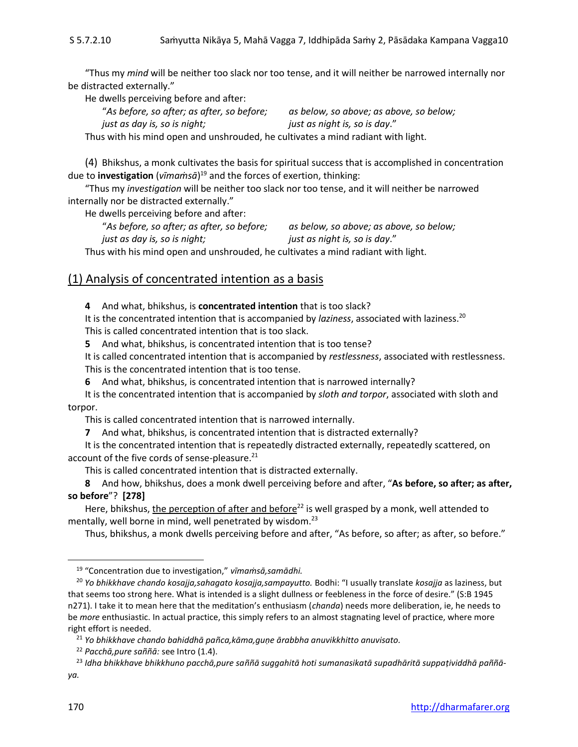"Thus my *mind* will be neither too slack nor too tense, and it will neither be narrowed internally nor be distracted externally."

He dwells perceiving before and after:

"*As before, so after; as after, so before;* *as below, so above; as above, so below;*
*just as day is, so is night;* *just as night is, so is day*."

Thus with his mind open and unshrouded, he cultivates a mind radiant with light.

(4) Bhikshus, a monk cultivates the basis for spiritual success that is accomplished in concentration due to **investigation** (*vīmaṁsā*)[19] and the forces of exertion, thinking:

"Thus my *investigation* will be neither too slack nor too tense, and it will neither be narrowed internally nor be distracted externally."

He dwells perceiving before and after:

"*As before, so after; as after, so before;* *as below, so above; as above, so below;*
*just as day is, so is night;* *just as night is, so is day*."

Thus with his mind open and unshrouded, he cultivates a mind radiant with light.

## (1) Analysis of concentrated intention as a basis

**4** And what, bhikshus, is **concentrated intention** that is too slack?

It is the concentrated intention that is accompanied by *laziness*, associated with laziness.[20]

This is called concentrated intention that is too slack.

**5** And what, bhikshus, is concentrated intention that is too tense?

It is called concentrated intention that is accompanied by *restlessness*, associated with restlessness.

This is the concentrated intention that is too tense.

**6** And what, bhikshus, is concentrated intention that is narrowed internally?

It is the concentrated intention that is accompanied by *sloth and torpor*, associated with sloth and torpor.

This is called concentrated intention that is narrowed internally.

**7** And what, bhikshus, is concentrated intention that is distracted externally?

It is the concentrated intention that is repeatedly distracted externally, repeatedly scattered, on account of the five cords of sense-pleasure.[21]

This is called concentrated intention that is distracted externally.

**8** And how, bhikshus, does a monk dwell perceiving before and after, "**As before, so after; as after, so before**"? **[278]**

Here, bhikshus, the perception of after and before[22] is well grasped by a monk, well attended to mentally, well borne in mind, well penetrated by wisdom.[23]

Thus, bhikshus, a monk dwells perceiving before and after, "As before, so after; as after, so before."

---

[19] "Concentration due to investigation," *vīmaṁsā,samādhi.*

[20] *Yo bhikkhave chando kosajja,sahagato kosajja,sampayutto.* Bodhi: "I usually translate *kosajja* as laziness, but that seems too strong here. What is intended is a slight dullness or feebleness in the force of desire." (S:B 1945 n271). I take it to mean here that the meditation's enthusiasm (*chanda*) needs more deliberation, ie, he needs to be *more* enthusiastic. In actual practice, this simply refers to an almost stagnating level of practice, where more right effort is needed.

[21] *Yo bhikkhave chando bahiddhā pañca,kāma,guṇe ārabbha anuvikkhitto anuvisato.*

[22] *Pacchā,pure saññā:* see Intro (1.4).

[23] *Idha bhikkhave bhikkhuno pacchā,pure saññā suggahitā hoti sumanasikatā supadhāritā suppaṭividdhā paññā-ya.*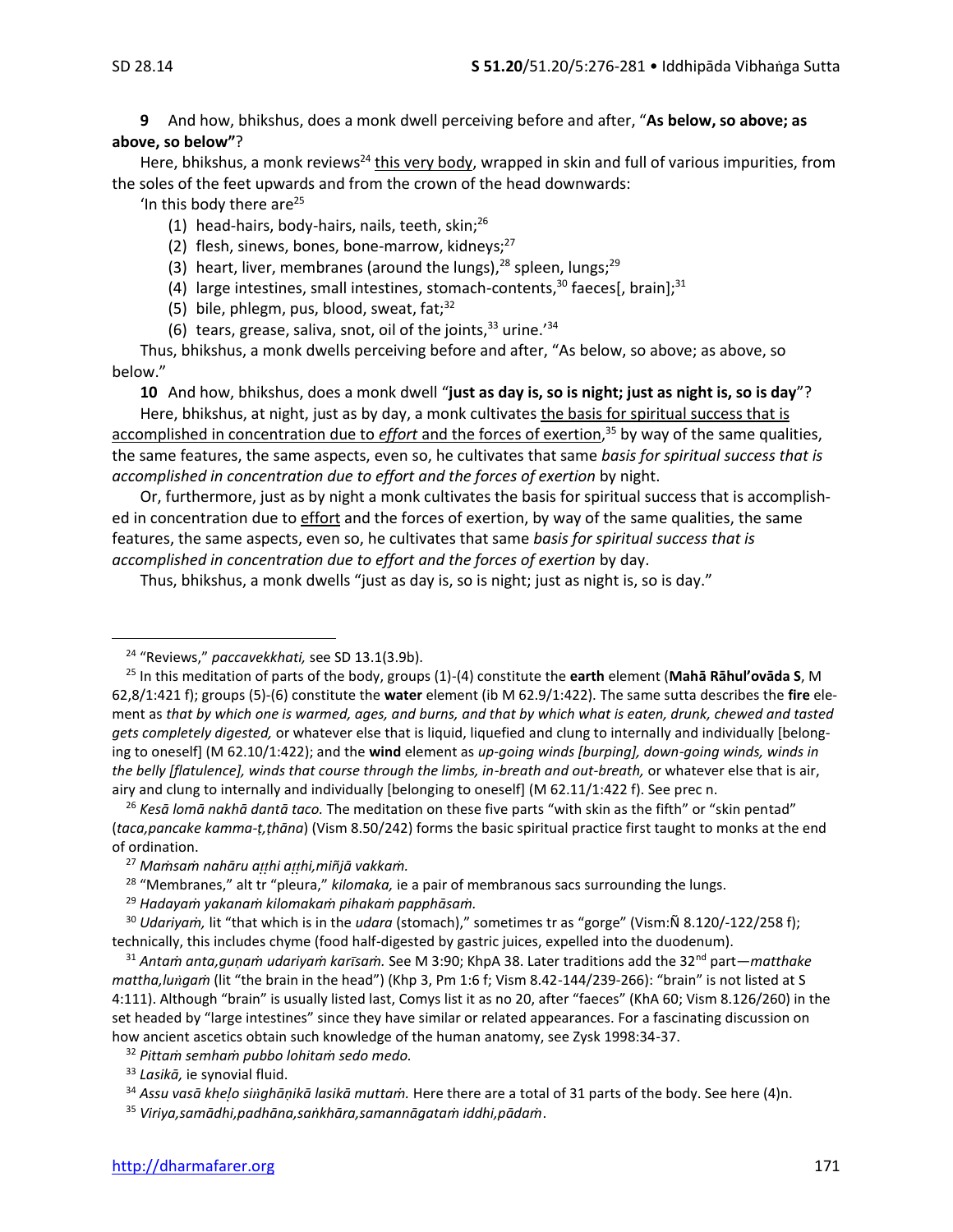**9** And how, bhikshus, does a monk dwell perceiving before and after, "**As below, so above; as above, so below"**?

Here, bhikshus, a monk reviews[24] this very body, wrapped in skin and full of various impurities, from the soles of the feet upwards and from the crown of the head downwards:

'In this body there are[25]

(1) head-hairs, body-hairs, nails, teeth, skin;[26]
(2) flesh, sinews, bones, bone-marrow, kidneys;[27]
(3) heart, liver, membranes (around the lungs),[28] spleen, lungs;[29]
(4) large intestines, small intestines, stomach-contents,[30] faeces[, brain];[31]
(5) bile, phlegm, pus, blood, sweat, fat;[32]
(6) tears, grease, saliva, snot, oil of the joints,[33] urine.'[34]

Thus, bhikshus, a monk dwells perceiving before and after, "As below, so above; as above, so below."

**10** And how, bhikshus, does a monk dwell "**just as day is, so is night; just as night is, so is day**"?

Here, bhikshus, at night, just as by day, a monk cultivates the basis for spiritual success that is accomplished in concentration due to *effort* and the forces of exertion,[35] by way of the same qualities, the same features, the same aspects, even so, he cultivates that same *basis for spiritual success that is accomplished in concentration due to effort and the forces of exertion* by night.

Or, furthermore, just as by night a monk cultivates the basis for spiritual success that is accomplished in concentration due to effort and the forces of exertion, by way of the same qualities, the same features, the same aspects, even so, he cultivates that same *basis for spiritual success that is accomplished in concentration due to effort and the forces of exertion* by day.

Thus, bhikshus, a monk dwells "just as day is, so is night; just as night is, so is day."

---

[24] "Reviews," *paccavekkhati,* see SD 13.1(3.9b).

[25] In this meditation of parts of the body, groups (1)-(4) constitute the **earth** element (**Mahā Rāhul'ovāda S**, M 62,8/1:421 f); groups (5)-(6) constitute the **water** element (ib M 62.9/1:422). The same sutta describes the **fire** element as *that by which one is warmed, ages, and burns, and that by which what is eaten, drunk, chewed and tasted gets completely digested,* or whatever else that is liquid, liquefied and clung to internally and individually [belonging to oneself] (M 62.10/1:422); and the **wind** element as *up-going winds [burping], down-going winds, winds in the belly [flatulence], winds that course through the limbs, in-breath and out-breath,* or whatever else that is air, airy and clung to internally and individually [belonging to oneself] (M 62.11/1:422 f). See prec n.

[26] *Kesā lomā nakhā dantā taco.* The meditation on these five parts "with skin as the fifth" or "skin pentad" (*taca,pancake kamma-ṭ,ṭhāna*) (Vism 8.50/242) forms the basic spiritual practice first taught to monks at the end of ordination.

[27] *Maṁsaṁ nahāru aṭṭhi aṭṭhi,miñjā vakkaṁ.*

[28] "Membranes," alt tr "pleura," *kilomaka,* ie a pair of membranous sacs surrounding the lungs.

[29] *Hadayaṁ yakanaṁ kilomakaṁ pihakaṁ papphāsaṁ.*

[30] *Udariyaṁ,* lit "that which is in the *udara* (stomach)," sometimes tr as "gorge" (Vism:Ñ 8.120/-122/258 f); technically, this includes chyme (food half-digested by gastric juices, expelled into the duodenum).

[31] *Antaṁ anta,guṇaṁ udariyaṁ karīsaṁ.* See M 3:90; KhpA 38. Later traditions add the 32nd part—*matthake mattha,luṅgaṁ* (lit "the brain in the head") (Khp 3, Pm 1:6 f; Vism 8.42-144/239-266): "brain" is not listed at S 4:111). Although "brain" is usually listed last, Comys list it as no 20, after "faeces" (KhA 60; Vism 8.126/260) in the set headed by "large intestines" since they have similar or related appearances. For a fascinating discussion on how ancient ascetics obtain such knowledge of the human anatomy, see Zysk 1998:34-37.

[32] *Pittaṁ semhaṁ pubbo lohitaṁ sedo medo.*

[33] *Lasikā,* ie synovial fluid.

[34] *Assu vasā kheḷo siṅghāṇikā lasikā muttaṁ.* Here there are a total of 31 parts of the body. See here (4)n.

[35] *Viriya,samādhi,padhāna,saṅkhāra,samannāgataṁ iddhi,pādaṁ.*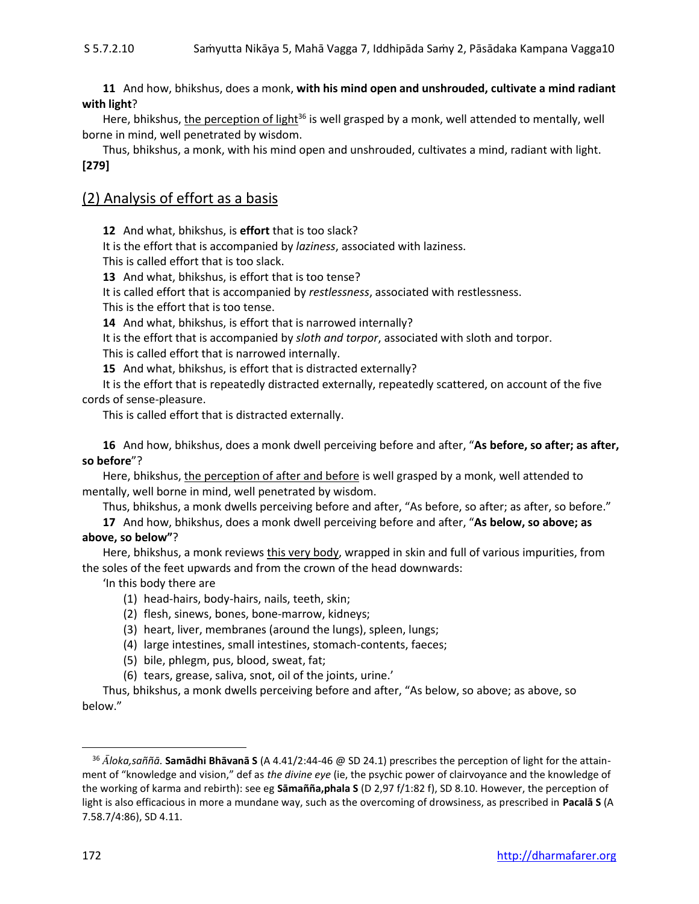**11** And how, bhikshus, does a monk, **with his mind open and unshrouded, cultivate a mind radiant with light**?

Here, bhikshus, the perception of light[36] is well grasped by a monk, well attended to mentally, well borne in mind, well penetrated by wisdom.

Thus, bhikshus, a monk, with his mind open and unshrouded, cultivates a mind, radiant with light. **[279]**

## (2) Analysis of effort as a basis

**12** And what, bhikshus, is **effort** that is too slack?

It is the effort that is accompanied by *laziness*, associated with laziness.

This is called effort that is too slack.

**13** And what, bhikshus, is effort that is too tense?

It is called effort that is accompanied by *restlessness*, associated with restlessness.

This is the effort that is too tense.

**14** And what, bhikshus, is effort that is narrowed internally?

It is the effort that is accompanied by *sloth and torpor*, associated with sloth and torpor.

This is called effort that is narrowed internally.

**15** And what, bhikshus, is effort that is distracted externally?

It is the effort that is repeatedly distracted externally, repeatedly scattered, on account of the five cords of sense-pleasure.

This is called effort that is distracted externally.

**16** And how, bhikshus, does a monk dwell perceiving before and after, "**As before, so after; as after, so before**"?

Here, bhikshus, the perception of after and before is well grasped by a monk, well attended to mentally, well borne in mind, well penetrated by wisdom.

Thus, bhikshus, a monk dwells perceiving before and after, "As before, so after; as after, so before."

**17** And how, bhikshus, does a monk dwell perceiving before and after, "**As below, so above; as above, so below"**?

Here, bhikshus, a monk reviews this very body, wrapped in skin and full of various impurities, from the soles of the feet upwards and from the crown of the head downwards:

'In this body there are

(1) head-hairs, body-hairs, nails, teeth, skin;
(2) flesh, sinews, bones, bone-marrow, kidneys;
(3) heart, liver, membranes (around the lungs), spleen, lungs;
(4) large intestines, small intestines, stomach-contents, faeces;
(5) bile, phlegm, pus, blood, sweat, fat;
(6) tears, grease, saliva, snot, oil of the joints, urine.'

Thus, bhikshus, a monk dwells perceiving before and after, "As below, so above; as above, so below."

---

[36] *Āloka,saññā*. **Samādhi Bhāvanā S** (A 4.41/2:44-46 @ SD 24.1) prescribes the perception of light for the attainment of "knowledge and vision," def as *the divine eye* (ie, the psychic power of clairvoyance and the knowledge of the working of karma and rebirth): see eg **Sāmañña,phala S** (D 2,97 f/1:82 f), SD 8.10. However, the perception of light is also efficacious in more a mundane way, such as the overcoming of drowsiness, as prescribed in **Pacalā S** (A 7.58.7/4:86), SD 4.11.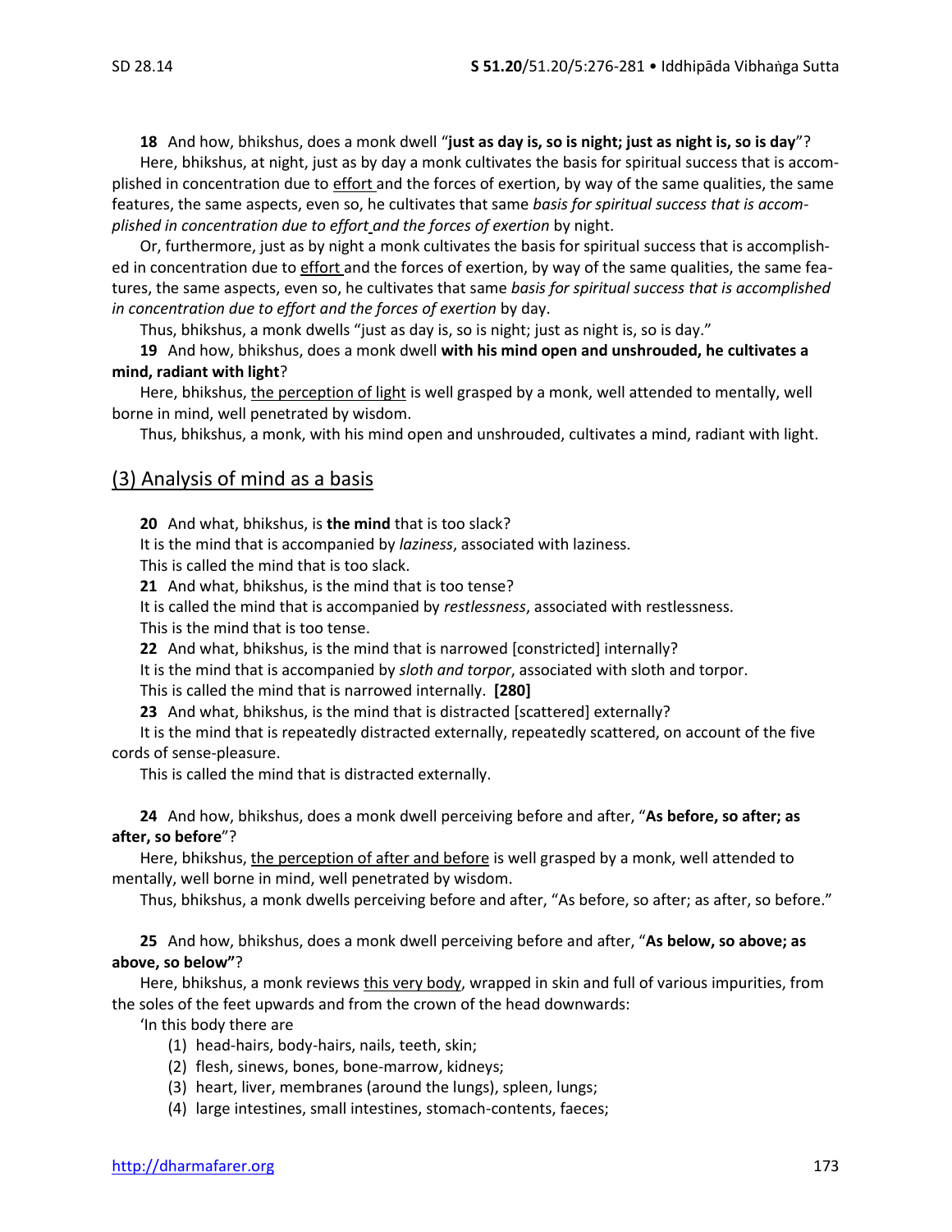**18** And how, bhikshus, does a monk dwell "**just as day is, so is night; just as night is, so is day**"?

Here, bhikshus, at night, just as by day a monk cultivates the basis for spiritual success that is accomplished in concentration due to effort and the forces of exertion, by way of the same qualities, the same features, the same aspects, even so, he cultivates that same *basis for spiritual success that is accomplished in concentration due to effort and the forces of exertion* by night.

Or, furthermore, just as by night a monk cultivates the basis for spiritual success that is accomplished in concentration due to effort and the forces of exertion, by way of the same qualities, the same features, the same aspects, even so, he cultivates that same *basis for spiritual success that is accomplished in concentration due to effort and the forces of exertion* by day.

Thus, bhikshus, a monk dwells "just as day is, so is night; just as night is, so is day."

**19** And how, bhikshus, does a monk dwell **with his mind open and unshrouded, he cultivates a mind, radiant with light**?

Here, bhikshus, the perception of light is well grasped by a monk, well attended to mentally, well borne in mind, well penetrated by wisdom.

Thus, bhikshus, a monk, with his mind open and unshrouded, cultivates a mind, radiant with light.

## (3) Analysis of mind as a basis

**20** And what, bhikshus, is **the mind** that is too slack?

It is the mind that is accompanied by *laziness*, associated with laziness.

This is called the mind that is too slack.

**21** And what, bhikshus, is the mind that is too tense?

It is called the mind that is accompanied by *restlessness*, associated with restlessness.

This is the mind that is too tense.

**22** And what, bhikshus, is the mind that is narrowed [constricted] internally?

It is the mind that is accompanied by *sloth and torpor*, associated with sloth and torpor.

This is called the mind that is narrowed internally. **[280]**

**23** And what, bhikshus, is the mind that is distracted [scattered] externally?

It is the mind that is repeatedly distracted externally, repeatedly scattered, on account of the five cords of sense-pleasure.

This is called the mind that is distracted externally.

**24** And how, bhikshus, does a monk dwell perceiving before and after, "**As before, so after; as after, so before**"?

Here, bhikshus, the perception of after and before is well grasped by a monk, well attended to mentally, well borne in mind, well penetrated by wisdom.

Thus, bhikshus, a monk dwells perceiving before and after, "As before, so after; as after, so before."

**25** And how, bhikshus, does a monk dwell perceiving before and after, "**As below, so above; as above, so below"**?

Here, bhikshus, a monk reviews this very body, wrapped in skin and full of various impurities, from the soles of the feet upwards and from the crown of the head downwards:

'In this body there are

(1) head-hairs, body-hairs, nails, teeth, skin;
(2) flesh, sinews, bones, bone-marrow, kidneys;
(3) heart, liver, membranes (around the lungs), spleen, lungs;
(4) large intestines, small intestines, stomach-contents, faeces;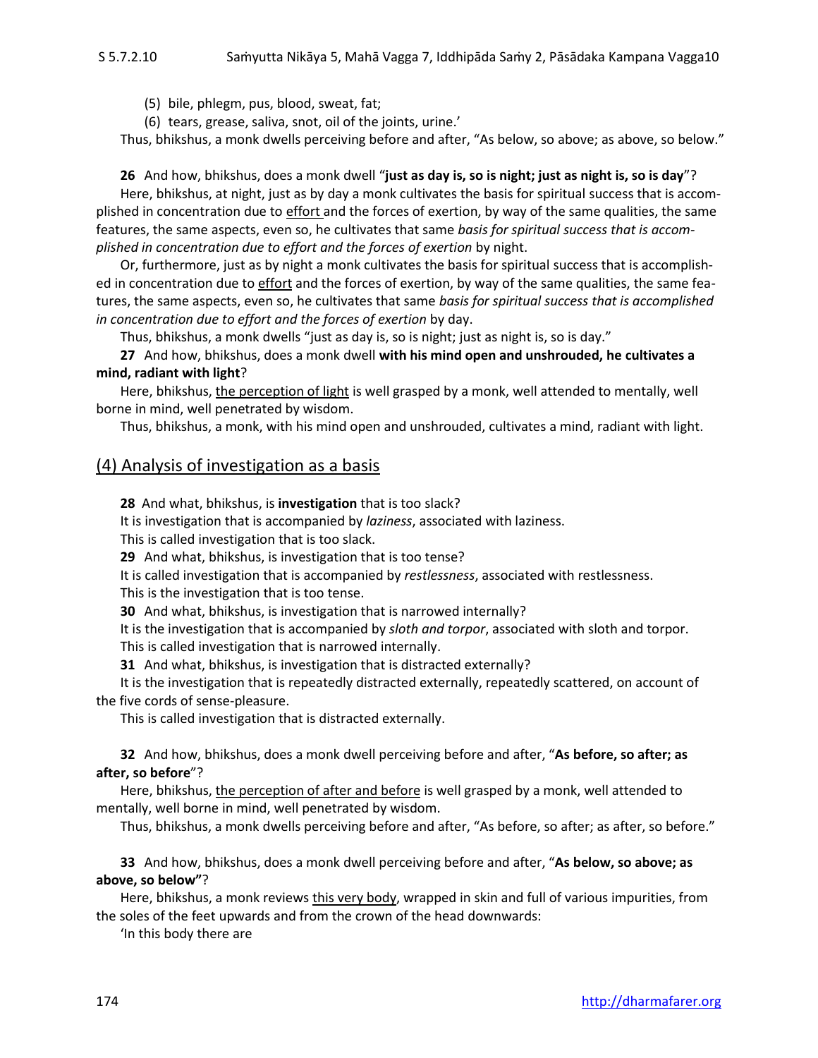(5) bile, phlegm, pus, blood, sweat, fat;

(6) tears, grease, saliva, snot, oil of the joints, urine.'

Thus, bhikshus, a monk dwells perceiving before and after, "As below, so above; as above, so below."

**26** And how, bhikshus, does a monk dwell "**just as day is, so is night; just as night is, so is day**"?

Here, bhikshus, at night, just as by day a monk cultivates the basis for spiritual success that is accomplished in concentration due to effort and the forces of exertion, by way of the same qualities, the same features, the same aspects, even so, he cultivates that same *basis for spiritual success that is accomplished in concentration due to effort and the forces of exertion* by night.

Or, furthermore, just as by night a monk cultivates the basis for spiritual success that is accomplished in concentration due to effort and the forces of exertion, by way of the same qualities, the same features, the same aspects, even so, he cultivates that same *basis for spiritual success that is accomplished in concentration due to effort and the forces of exertion* by day.

Thus, bhikshus, a monk dwells "just as day is, so is night; just as night is, so is day."

**27** And how, bhikshus, does a monk dwell **with his mind open and unshrouded, he cultivates a mind, radiant with light**?

Here, bhikshus, the perception of light is well grasped by a monk, well attended to mentally, well borne in mind, well penetrated by wisdom.

Thus, bhikshus, a monk, with his mind open and unshrouded, cultivates a mind, radiant with light.

## (4) Analysis of investigation as a basis

**28** And what, bhikshus, is **investigation** that is too slack?

It is investigation that is accompanied by *laziness*, associated with laziness.

This is called investigation that is too slack.

**29** And what, bhikshus, is investigation that is too tense?

It is called investigation that is accompanied by *restlessness*, associated with restlessness.

This is the investigation that is too tense.

**30** And what, bhikshus, is investigation that is narrowed internally?

It is the investigation that is accompanied by *sloth and torpor*, associated with sloth and torpor.

This is called investigation that is narrowed internally.

**31** And what, bhikshus, is investigation that is distracted externally?

It is the investigation that is repeatedly distracted externally, repeatedly scattered, on account of the five cords of sense-pleasure.

This is called investigation that is distracted externally.

**32** And how, bhikshus, does a monk dwell perceiving before and after, "**As before, so after; as after, so before**"?

Here, bhikshus, the perception of after and before is well grasped by a monk, well attended to mentally, well borne in mind, well penetrated by wisdom.

Thus, bhikshus, a monk dwells perceiving before and after, "As before, so after; as after, so before."

**33** And how, bhikshus, does a monk dwell perceiving before and after, "**As below, so above; as above, so below"**?

Here, bhikshus, a monk reviews this very body, wrapped in skin and full of various impurities, from the soles of the feet upwards and from the crown of the head downwards:

'In this body there are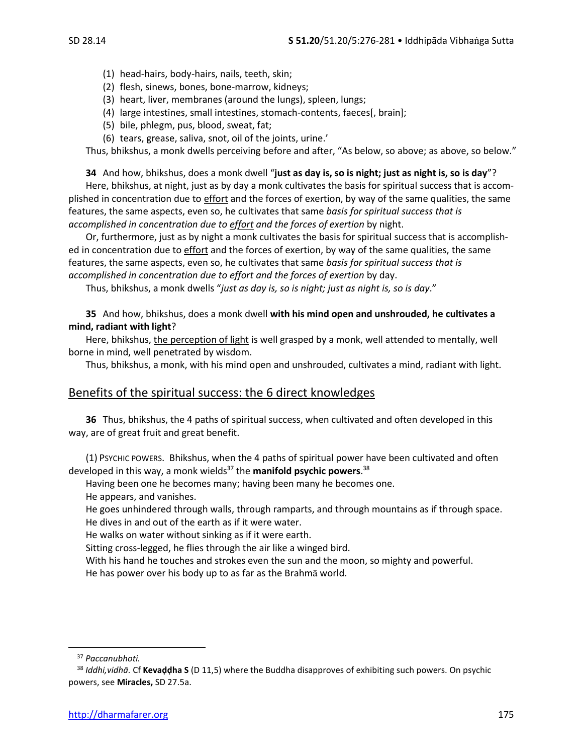(1) head-hairs, body-hairs, nails, teeth, skin;
(2) flesh, sinews, bones, bone-marrow, kidneys;
(3) heart, liver, membranes (around the lungs), spleen, lungs;
(4) large intestines, small intestines, stomach-contents, faeces[, brain];
(5) bile, phlegm, pus, blood, sweat, fat;
(6) tears, grease, saliva, snot, oil of the joints, urine.'

Thus, bhikshus, a monk dwells perceiving before and after, "As below, so above; as above, so below."

**34** And how, bhikshus, does a monk dwell "**just as day is, so is night; just as night is, so is day**"?

Here, bhikshus, at night, just as by day a monk cultivates the basis for spiritual success that is accomplished in concentration due to effort and the forces of exertion, by way of the same qualities, the same features, the same aspects, even so, he cultivates that same *basis for spiritual success that is accomplished in concentration due to effort and the forces of exertion* by night.

Or, furthermore, just as by night a monk cultivates the basis for spiritual success that is accomplished in concentration due to effort and the forces of exertion, by way of the same qualities, the same features, the same aspects, even so, he cultivates that same *basis for spiritual success that is accomplished in concentration due to effort and the forces of exertion* by day.

Thus, bhikshus, a monk dwells "*just as day is, so is night; just as night is, so is day*."

**35** And how, bhikshus, does a monk dwell **with his mind open and unshrouded, he cultivates a mind, radiant with light**?

Here, bhikshus, the perception of light is well grasped by a monk, well attended to mentally, well borne in mind, well penetrated by wisdom.

Thus, bhikshus, a monk, with his mind open and unshrouded, cultivates a mind, radiant with light.

## Benefits of the spiritual success: the 6 direct knowledges

**36** Thus, bhikshus, the 4 paths of spiritual success, when cultivated and often developed in this way, are of great fruit and great benefit.

(1) PSYCHIC POWERS. Bhikshus, when the 4 paths of spiritual power have been cultivated and often developed in this way, a monk wields[37] the **manifold psychic powers**.[38]

Having been one he becomes many; having been many he becomes one.
He appears, and vanishes.
He goes unhindered through walls, through ramparts, and through mountains as if through space.
He dives in and out of the earth as if it were water.
He walks on water without sinking as if it were earth.
Sitting cross-legged, he flies through the air like a winged bird.
With his hand he touches and strokes even the sun and the moon, so mighty and powerful.
He has power over his body up to as far as the Brahmā world.

---

[37] *Paccanubhoti.*

[38] *Iddhi,vidhā.* Cf **Kevaḍḍha S** (D 11,5) where the Buddha disapproves of exhibiting such powers. On psychic powers, see **Miracles,** SD 27.5a.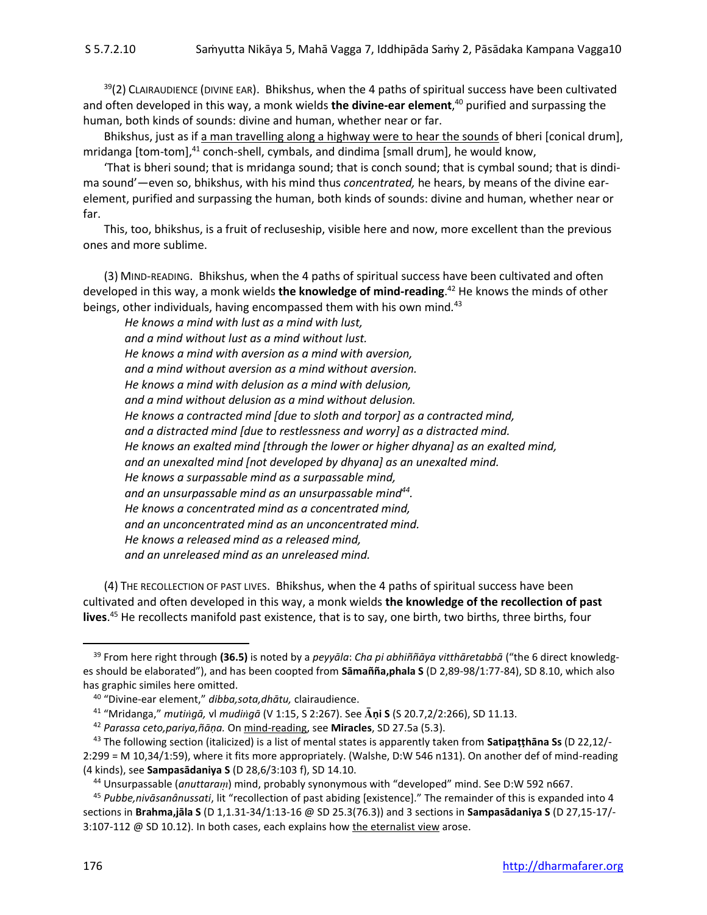[39](2) CLAIRAUDIENCE (DIVINE EAR). Bhikshus, when the 4 paths of spiritual success have been cultivated and often developed in this way, a monk wields **the divine-ear element**,[40] purified and surpassing the human, both kinds of sounds: divine and human, whether near or far.

Bhikshus, just as if a man travelling along a highway were to hear the sounds of bheri [conical drum], mridanga [tom-tom],[41] conch-shell, cymbals, and dindima [small drum], he would know,

'That is bheri sound; that is mridanga sound; that is conch sound; that is cymbal sound; that is dindima sound'—even so, bhikshus, with his mind thus *concentrated,* he hears, by means of the divine ear-element, purified and surpassing the human, both kinds of sounds: divine and human, whether near or far.

This, too, bhikshus, is a fruit of recluseship, visible here and now, more excellent than the previous ones and more sublime.

(3) MIND-READING. Bhikshus, when the 4 paths of spiritual success have been cultivated and often developed in this way, a monk wields **the knowledge of mind-reading**.[42] He knows the minds of other beings, other individuals, having encompassed them with his own mind.[43]

> *He knows a mind with lust as a mind with lust,*
> *and a mind without lust as a mind without lust.*
> *He knows a mind with aversion as a mind with aversion,*
> *and a mind without aversion as a mind without aversion.*
> *He knows a mind with delusion as a mind with delusion,*
> *and a mind without delusion as a mind without delusion.*
> *He knows a contracted mind [due to sloth and torpor] as a contracted mind,*
> *and a distracted mind [due to restlessness and worry] as a distracted mind.*
> *He knows an exalted mind [through the lower or higher dhyana] as an exalted mind,*
> *and an unexalted mind [not developed by dhyana] as an unexalted mind.*
> *He knows a surpassable mind as a surpassable mind,*
> *and an unsurpassable mind as an unsurpassable mind*[44]*.*
> *He knows a concentrated mind as a concentrated mind,*
> *and an unconcentrated mind as an unconcentrated mind.*
> *He knows a released mind as a released mind,*
> *and an unreleased mind as an unreleased mind.*

(4) THE RECOLLECTION OF PAST LIVES. Bhikshus, when the 4 paths of spiritual success have been cultivated and often developed in this way, a monk wields **the knowledge of the recollection of past lives**.[45] He recollects manifold past existence, that is to say, one birth, two births, three births, four

---

[39] From here right through **(36.5)** is noted by a *peyyāla*: *Cha pi abhiññāya vitthāretabbā* ("the 6 direct knowledges should be elaborated"), and has been coopted from **Sāmañña,phala S** (D 2,89-98/1:77-84), SD 8.10, which also has graphic similes here omitted.

[40] "Divine-ear element," *dibba,sota,dhātu,* clairaudience.

[41] "Mridanga," *mutiṅgā,* vl *mudiṅgā* (V 1:15, S 2:267). See **Āṇi S** (S 20.7,2/2:266), SD 11.13.

[42] *Parassa ceto,pariya,ñāṇa.* On mind-reading, see **Miracles**, SD 27.5a (5.3).

[43] The following section (italicized) is a list of mental states is apparently taken from **Satipaṭṭhāna Ss** (D 22,12/-2:299 = M 10,34/1:59), where it fits more appropriately. (Walshe, D:W 546 n131). On another def of mind-reading (4 kinds), see **Sampasādaniya S** (D 28,6/3:103 f), SD 14.10.

[44] Unsurpassable (*anuttaraṃ*) mind, probably synonymous with "developed" mind. See D:W 592 n667.

[45] *Pubbe,nivāsanânussati*, lit "recollection of past abiding [existence]." The remainder of this is expanded into 4 sections in **Brahma,jāla S** (D 1,1.31-34/1:13-16 @ SD 25.3(76.3)) and 3 sections in **Sampasādaniya S** (D 27,15-17/-3:107-112 @ SD 10.12). In both cases, each explains how the eternalist view arose.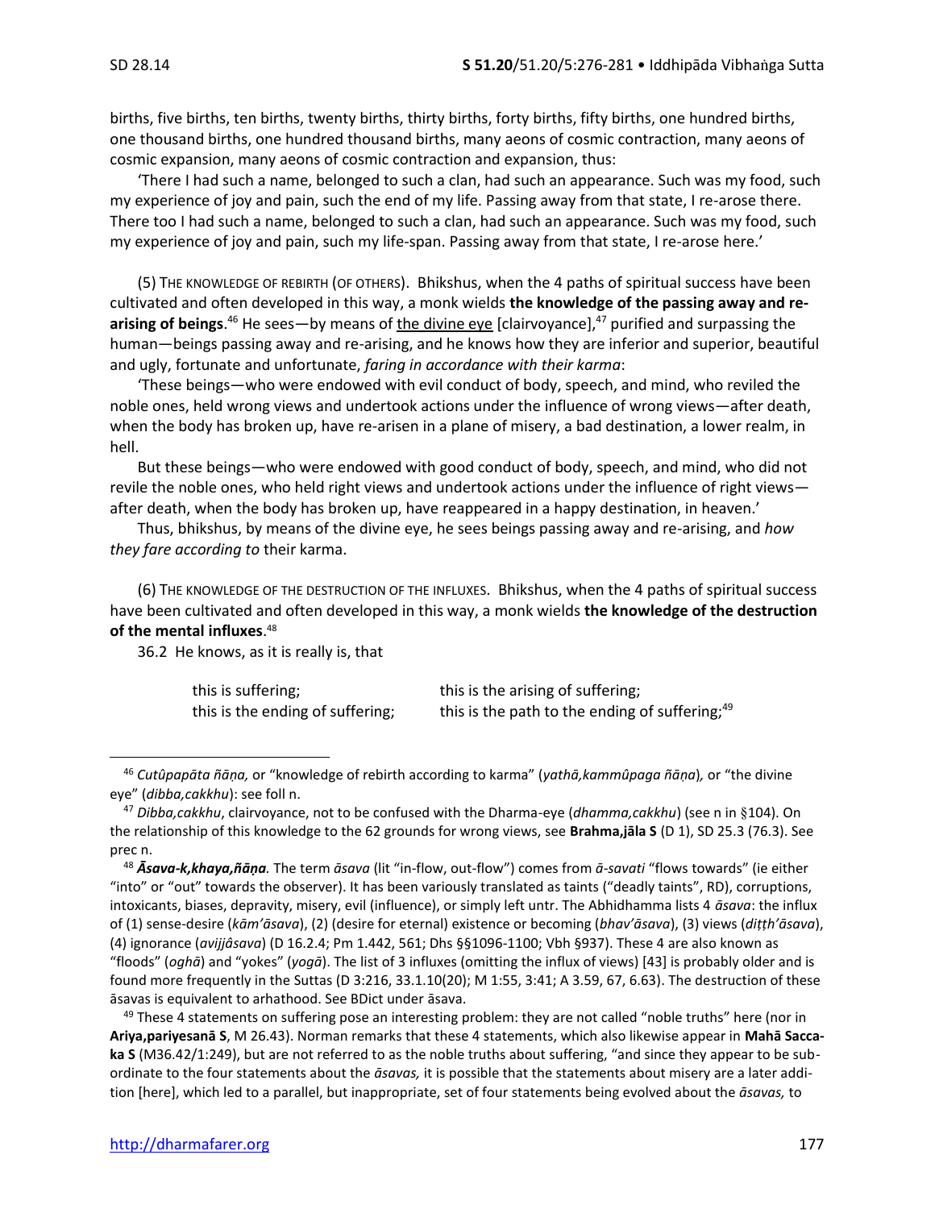births, five births, ten births, twenty births, thirty births, forty births, fifty births, one hundred births, one thousand births, one hundred thousand births, many aeons of cosmic contraction, many aeons of cosmic expansion, many aeons of cosmic contraction and expansion, thus:

'There I had such a name, belonged to such a clan, had such an appearance. Such was my food, such my experience of joy and pain, such the end of my life. Passing away from that state, I re-arose there. There too I had such a name, belonged to such a clan, had such an appearance. Such was my food, such my experience of joy and pain, such my life-span. Passing away from that state, I re-arose here.'

(5) THE KNOWLEDGE OF REBIRTH (OF OTHERS). Bhikshus, when the 4 paths of spiritual success have been cultivated and often developed in this way, a monk wields **the knowledge of the passing away and re-arising of beings**.[46] He sees—by means of the divine eye [clairvoyance],[47] purified and surpassing the human—beings passing away and re-arising, and he knows how they are inferior and superior, beautiful and ugly, fortunate and unfortunate, *faring in accordance with their karma*:

'These beings—who were endowed with evil conduct of body, speech, and mind, who reviled the noble ones, held wrong views and undertook actions under the influence of wrong views—after death, when the body has broken up, have re-arisen in a plane of misery, a bad destination, a lower realm, in hell.

But these beings—who were endowed with good conduct of body, speech, and mind, who did not revile the noble ones, who held right views and undertook actions under the influence of right views—after death, when the body has broken up, have reappeared in a happy destination, in heaven.'

Thus, bhikshus, by means of the divine eye, he sees beings passing away and re-arising, and *how they fare according to* their karma.

(6) THE KNOWLEDGE OF THE DESTRUCTION OF THE INFLUXES. Bhikshus, when the 4 paths of spiritual success have been cultivated and often developed in this way, a monk wields **the knowledge of the destruction of the mental influxes**.[48]

36.2 He knows, as it is really is, that

| | |
|---|---|
| this is suffering; | this is the arising of suffering; |
| this is the ending of suffering; | this is the path to the ending of suffering;[49] |

---

[46] *Cutûpapāta ñāṇa,* or "knowledge of rebirth according to karma" (*yathā,kammûpaga ñāṇa*)*,* or "the divine eye" (*dibba,cakkhu*): see foll n.

[47] *Dibba,cakkhu*, clairvoyance, not to be confused with the Dharma-eye (*dhamma,cakkhu*) (see n in §104). On the relationship of this knowledge to the 62 grounds for wrong views, see **Brahma,jāla S** (D 1), SD 25.3 (76.3). See prec n.

[48] ***Āsava-k,khaya,ñāṇa***. The term *āsava* (lit "in-flow, out-flow") comes from *ā-savati* "flows towards" (ie either "into" or "out" towards the observer). It has been variously translated as taints ("deadly taints", RD), corruptions, intoxicants, biases, depravity, misery, evil (influence), or simply left untr. The Abhidhamma lists 4 *āsava*: the influx of (1) sense-desire (*kām'āsava*), (2) (desire for eternal) existence or becoming (*bhav'āsava*), (3) views (*diṭṭh'āsava*), (4) ignorance (*avijjâsava*) (D 16.2.4; Pm 1.442, 561; Dhs §§1096-1100; Vbh §937). These 4 are also known as "floods" (*oghā*) and "yokes" (*yogā*). The list of 3 influxes (omitting the influx of views) [43] is probably older and is found more frequently in the Suttas (D 3:216, 33.1.10(20); M 1:55, 3:41; A 3.59, 67, 6.63). The destruction of these āsavas is equivalent to arhathood. See BDict under āsava.

[49] These 4 statements on suffering pose an interesting problem: they are not called "noble truths" here (nor in **Ariya,pariyesanā S**, M 26.43). Norman remarks that these 4 statements, which also likewise appear in **Mahā Saccaka S** (M36.42/1:249), but are not referred to as the noble truths about suffering, "and since they appear to be subordinate to the four statements about the *āsavas,* it is possible that the statements about misery are a later addition [here], which led to a parallel, but inappropriate, set of four statements being evolved about the *āsavas,* to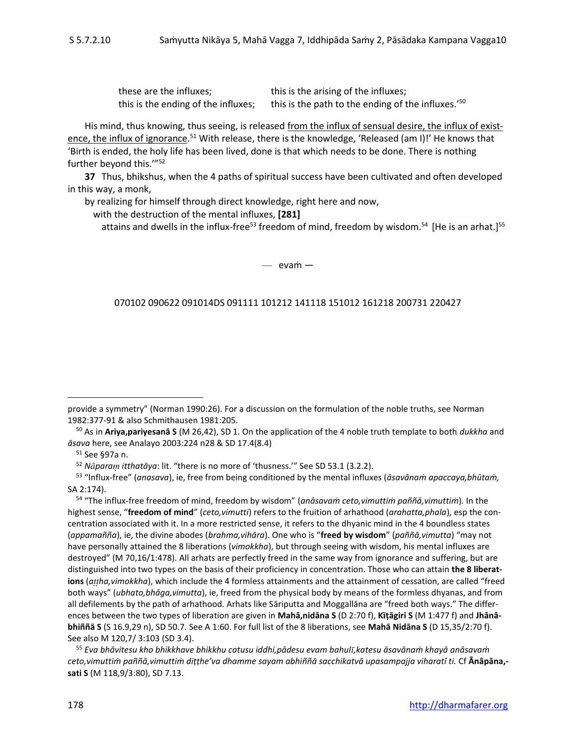these are the influxes; this is the arising of the influxes;
this is the ending of the influxes; this is the path to the ending of the influxes.'[50]

His mind, thus knowing, thus seeing, is released from the influx of sensual desire, the influx of existence, the influx of ignorance.[51] With release, there is the knowledge, 'Released (am I)!' He knows that 'Birth is ended, the holy life has been lived, done is that which needs to be done. There is nothing further beyond this.'"[52]

**37** Thus, bhikshus, when the 4 paths of spiritual success have been cultivated and often developed in this way, a monk,

by realizing for himself through direct knowledge, right here and now,
with the destruction of the mental influxes, **[281]**
attains and dwells in the influx-free[53] freedom of mind, freedom by wisdom.[54] [He is an arhat.][55]

— evaṁ —

070102 090622 091014DS 091111 101212 141118 151012 161218 200731 220427

---

provide a symmetry" (Norman 1990:26). For a discussion on the formulation of the noble truths, see Norman 1982:377-91 & also Schmithausen 1981:205.

[50] As in **Ariya,pariyesanā S** (M 26,42), SD 1. On the application of the 4 noble truth template to both *dukkha* and *āsava* here, see Analayo 2003:224 n28 & SD 17.4(8.4)

[51] See §97a n.

[52] *Nâparaṃ itthatāya*: lit. "there is no more of 'thusness.'" See SD 53.1 (3.2.2).

[53] "Influx-free" (*anasava*), ie, free from being conditioned by the mental influxes (*āsavānaṁ apaccaya,bhūtaṁ,* SA 2:174).

[54] "The influx-free freedom of mind, freedom by wisdom" (*anāsavaṁ ceto,vimuttiṁ paññā,vimuttiṁ*). In the highest sense, "**freedom of mind**" (*ceto,vimutti*) refers to the fruition of arhathood (*arahatta,phala*), esp the concentration associated with it. In a more restricted sense, it refers to the dhyanic mind in the 4 boundless states (*appamaññā*), ie, the divine abodes (*brahma,vihāra*). One who is "**freed by wisdom**" (*paññā,vimutta*) "may not have personally attained the 8 liberations (*vimokkha*), but through seeing with wisdom, his mental influxes are destroyed" (M 70,16/1:478). All arhats are perfectly freed in the same way from ignorance and suffering, but are distinguished into two types on the basis of their proficiency in concentration. Those who can attain **the 8 liberations** (*aṭṭha,vimokkha*), which include the 4 formless attainments and the attainment of cessation, are called "freed both ways" (*ubhato,bhāga,vimutta*), ie, freed from the physical body by means of the formless dhyanas, and from all defilements by the path of arhathood. Arhats like Sāriputta and Moggallāna are "freed both ways." The differences between the two types of liberation are given in **Mahā,nidāna S** (D 2:70 f), **Kīṭāgiri S** (M 1:477 f) and **Jhānâbhiññā S** (S 16.9,29 n), SD 50.7. See A 1:60. For full list of the 8 liberations, see **Mahā Nidāna S** (D 15,35/2:70 f). See also M 120,7/ 3:103 (SD 3.4).

[55] *Eva bhāvitesu kho bhikkhave bhikkhu catusu iddhi,pādesu evam bahulī,katesu āsavānaṁ khayā anāsavaṁ ceto,vimuttiṁ paññā,vimuttiṁ diṭṭhe'va dhamme sayam abhiññā sacchikatvā upasampajja viharatî ti.* Cf **Ānâpāna,sati S** (M 118,9/3:80), SD 7.13.